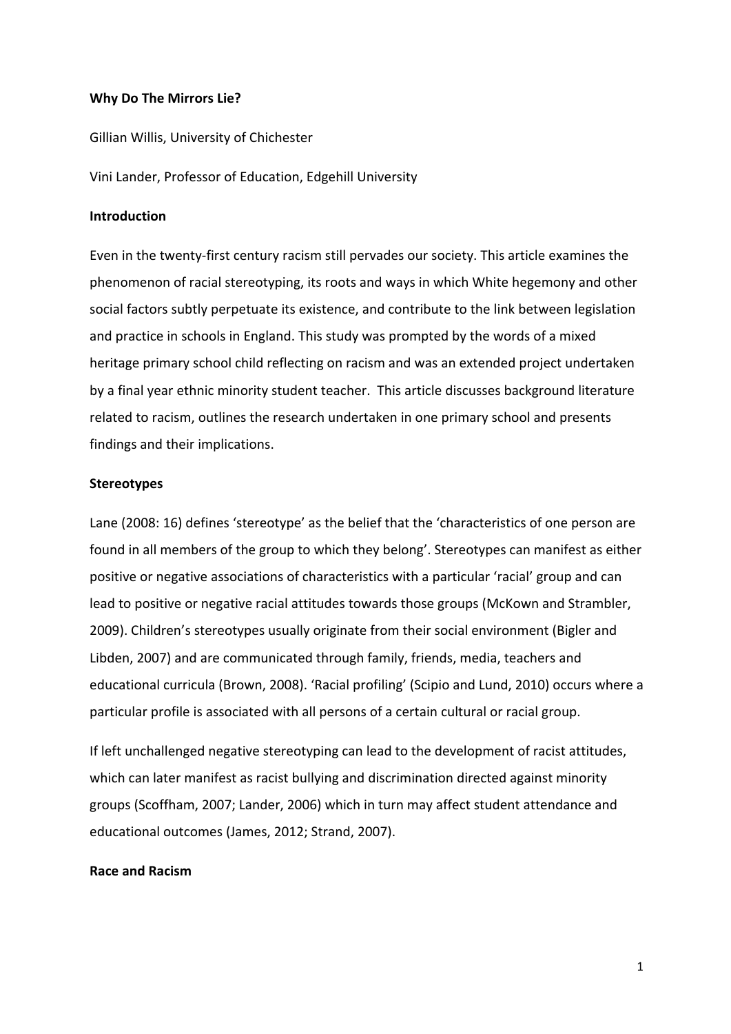# Why Do The Mirrors Lie?

Gillian Willis, University of Chichester

Vini Lander, Professor of Education, Edgehill University

## Introduction

Even in the twenty-first century racism still pervades our society. This article examines the phenomenon of racial stereotyping, its roots and ways in which White hegemony and other social factors subtly perpetuate its existence, and contribute to the link between legislation and practice in schools in England. This study was prompted by the words of a mixed heritage primary school child reflecting on racism and was an extended project undertaken by a final year ethnic minority student teacher. This article discusses background literature related to racism, outlines the research undertaken in one primary school and presents findings and their implications.

## Stereotypes

Lane (2008: 16) defines 'stereotype' as the belief that the 'characteristics of one person are found in all members of the group to which they belong'. Stereotypes can manifest as either positive or negative associations of characteristics with a particular 'racial' group and can lead to positive or negative racial attitudes towards those groups (McKown and Strambler, 2009). Children's stereotypes usually originate from their social environment (Bigler and Libden, 2007) and are communicated through family, friends, media, teachers and educational curricula (Brown, 2008). 'Racial profiling' (Scipio and Lund, 2010) occurs where a particular profile is associated with all persons of a certain cultural or racial group.

If left unchallenged negative stereotyping can lead to the development of racist attitudes, which can later manifest as racist bullying and discrimination directed against minority groups (Scoffham, 2007; Lander, 2006) which in turn may affect student attendance and educational outcomes (James, 2012; Strand, 2007).

## Race and Racism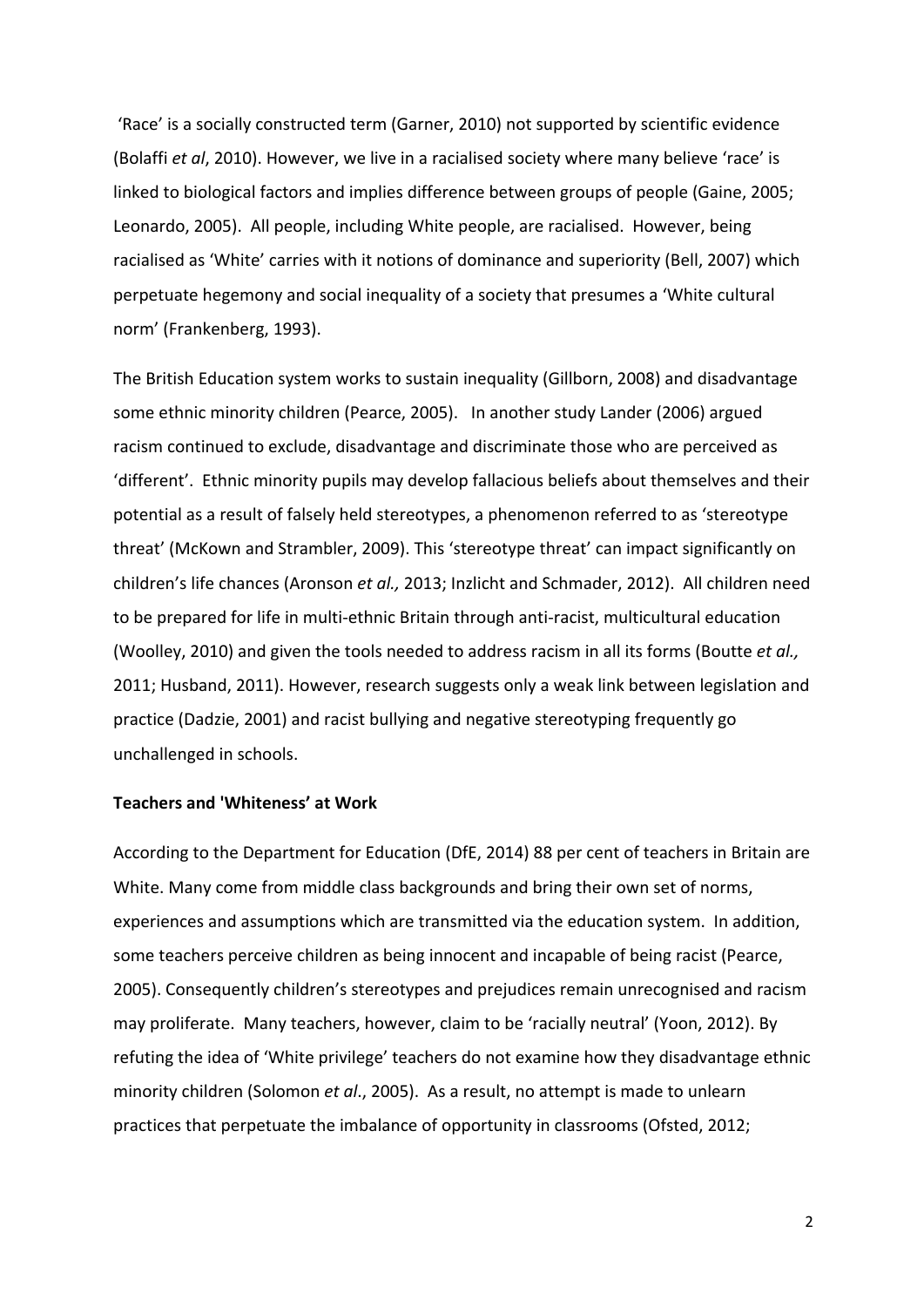'Race' is a socially constructed term (Garner, 2010) not supported by scientific evidence (Bolaffi *et al*, 2010). However, we live in a racialised society where many believe 'race' is linked to biological factors and implies difference between groups of people (Gaine, 2005; Leonardo, 2005). All people, including White people, are racialised. However, being racialised as 'White' carries with it notions of dominance and superiority (Bell, 2007) which perpetuate hegemony and social inequality of a society that presumes a 'White cultural norm' (Frankenberg, 1993).

The British Education system works to sustain inequality (Gillborn, 2008) and disadvantage some ethnic minority children (Pearce, 2005). In another study Lander (2006) argued racism continued to exclude, disadvantage and discriminate those who are perceived as 'different'. Ethnic minority pupils may develop fallacious beliefs about themselves and their potential as a result of falsely held stereotypes, a phenomenon referred to as 'stereotype threat' (McKown and Strambler, 2009). This 'stereotype threat' can impact significantly on children's life chances (Aronson *et al.,* 2013; Inzlicht and Schmader, 2012). All children need to be prepared for life in multi-ethnic Britain through anti-racist, multicultural education (Woolley, 2010) and given the tools needed to address racism in all its forms (Boutte *et al.,* 2011; Husband, 2011). However, research suggests only a weak link between legislation and practice (Dadzie, 2001) and racist bullying and negative stereotyping frequently go unchallenged in schools.

**Teachers and 'Whiteness' at Work**

According to the Department for Education (DfE, 2014) 88 per cent of teachers in Britain are White. Many come from middle class backgrounds and bring their own set of norms, experiences and assumptions which are transmitted via the education system. In addition, some teachers perceive children as being innocent and incapable of being racist (Pearce, 2005). Consequently children's stereotypes and prejudices remain unrecognised and racism may proliferate. Many teachers, however, claim to be 'racially neutral' (Yoon, 2012). By refuting the idea of 'White privilege' teachers do not examine how they disadvantage ethnic minority children (Solomon *et al*., 2005). As a result, no attempt is made to unlearn practices that perpetuate the imbalance of opportunity in classrooms (Ofsted, 2012;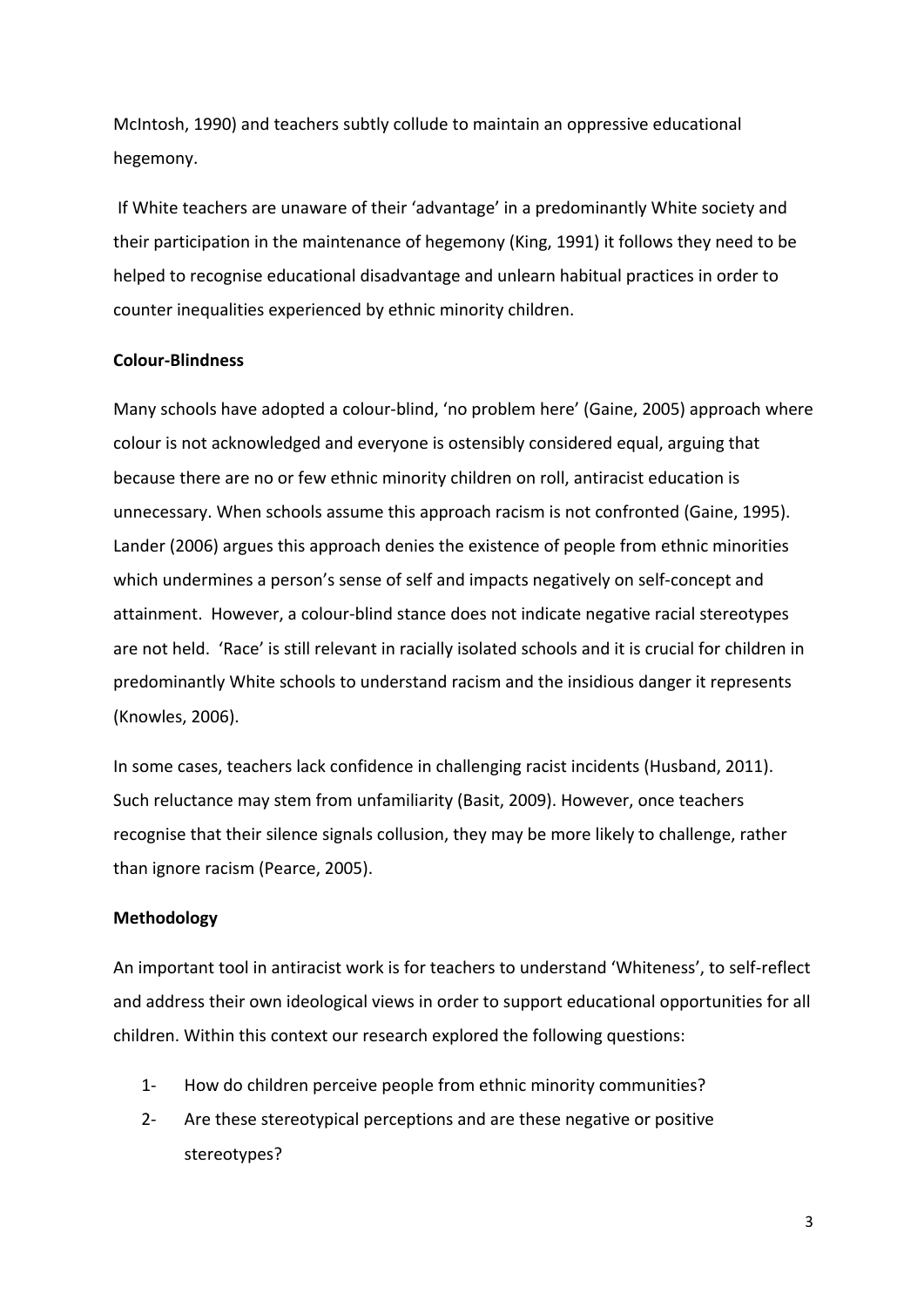McIntosh, 1990) and teachers subtly collude to maintain an oppressive educational hegemony.

If White teachers are unaware of their 'advantage' in a predominantly White society and their participation in the maintenance of hegemony (King, 1991) it follows they need to be helped to recognise educational disadvantage and unlearn habitual practices in order to counter inequalities experienced by ethnic minority children.

**Colour-Blindness**

Many schools have adopted a colour-blind, 'no problem here' (Gaine, 2005) approach where colour is not acknowledged and everyone is ostensibly considered equal, arguing that because there are no or few ethnic minority children on roll, antiracist education is unnecessary. When schools assume this approach racism is not confronted (Gaine, 1995). Lander (2006) argues this approach denies the existence of people from ethnic minorities which undermines a person's sense of self and impacts negatively on self-concept and attainment. However, a colour-blind stance does not indicate negative racial stereotypes are not held. 'Race' is still relevant in racially isolated schools and it is crucial for children in predominantly White schools to understand racism and the insidious danger it represents (Knowles, 2006).

In some cases, teachers lack confidence in challenging racist incidents (Husband, 2011). Such reluctance may stem from unfamiliarity (Basit, 2009). However, once teachers recognise that their silence signals collusion, they may be more likely to challenge, rather than ignore racism (Pearce, 2005).

**Methodology**

An important tool in antiracist work is for teachers to understand 'Whiteness', to self-reflect and address their own ideological views in order to support educational opportunities for all children. Within this context our research explored the following questions:

1- How do children perceive people from ethnic minority communities?
2- Are these stereotypical perceptions and are these negative or positive stereotypes?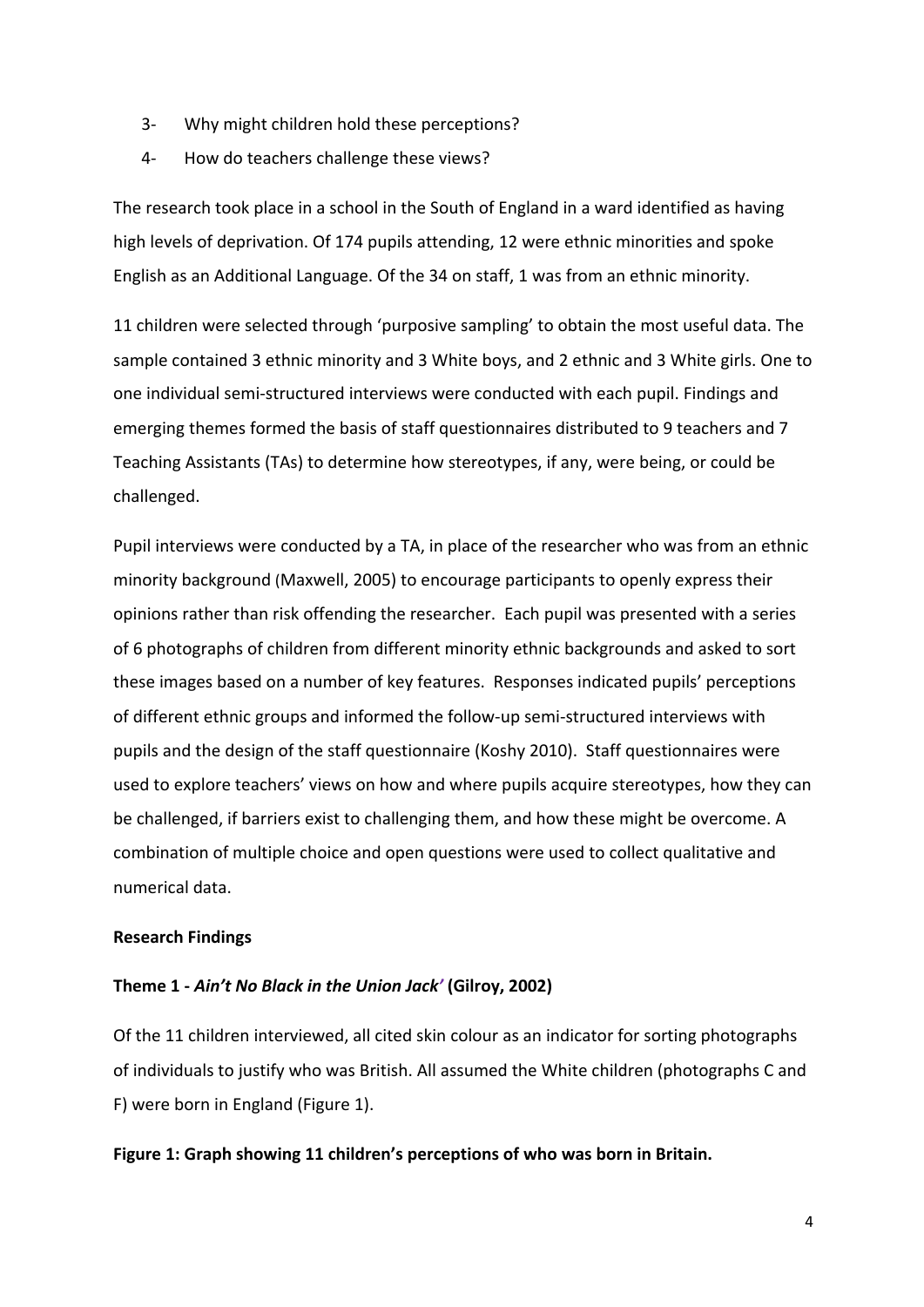3- Why might children hold these perceptions?

4- How do teachers challenge these views?

The research took place in a school in the South of England in a ward identified as having high levels of deprivation. Of 174 pupils attending, 12 were ethnic minorities and spoke English as an Additional Language. Of the 34 on staff, 1 was from an ethnic minority.

11 children were selected through 'purposive sampling' to obtain the most useful data. The sample contained 3 ethnic minority and 3 White boys, and 2 ethnic and 3 White girls. One to one individual semi-structured interviews were conducted with each pupil. Findings and emerging themes formed the basis of staff questionnaires distributed to 9 teachers and 7 Teaching Assistants (TAs) to determine how stereotypes, if any, were being, or could be challenged.

Pupil interviews were conducted by a TA, in place of the researcher who was from an ethnic minority background (Maxwell, 2005) to encourage participants to openly express their opinions rather than risk offending the researcher. Each pupil was presented with a series of 6 photographs of children from different minority ethnic backgrounds and asked to sort these images based on a number of key features. Responses indicated pupils' perceptions of different ethnic groups and informed the follow-up semi-structured interviews with pupils and the design of the staff questionnaire (Koshy 2010). Staff questionnaires were used to explore teachers' views on how and where pupils acquire stereotypes, how they can be challenged, if barriers exist to challenging them, and how these might be overcome. A combination of multiple choice and open questions were used to collect qualitative and numerical data.

**Research Findings**

**Theme 1 - *Ain't No Black in the Union Jack'* (Gilroy, 2002)**

Of the 11 children interviewed, all cited skin colour as an indicator for sorting photographs of individuals to justify who was British. All assumed the White children (photographs C and F) were born in England (Figure 1).

**Figure 1: Graph showing 11 children's perceptions of who was born in Britain.**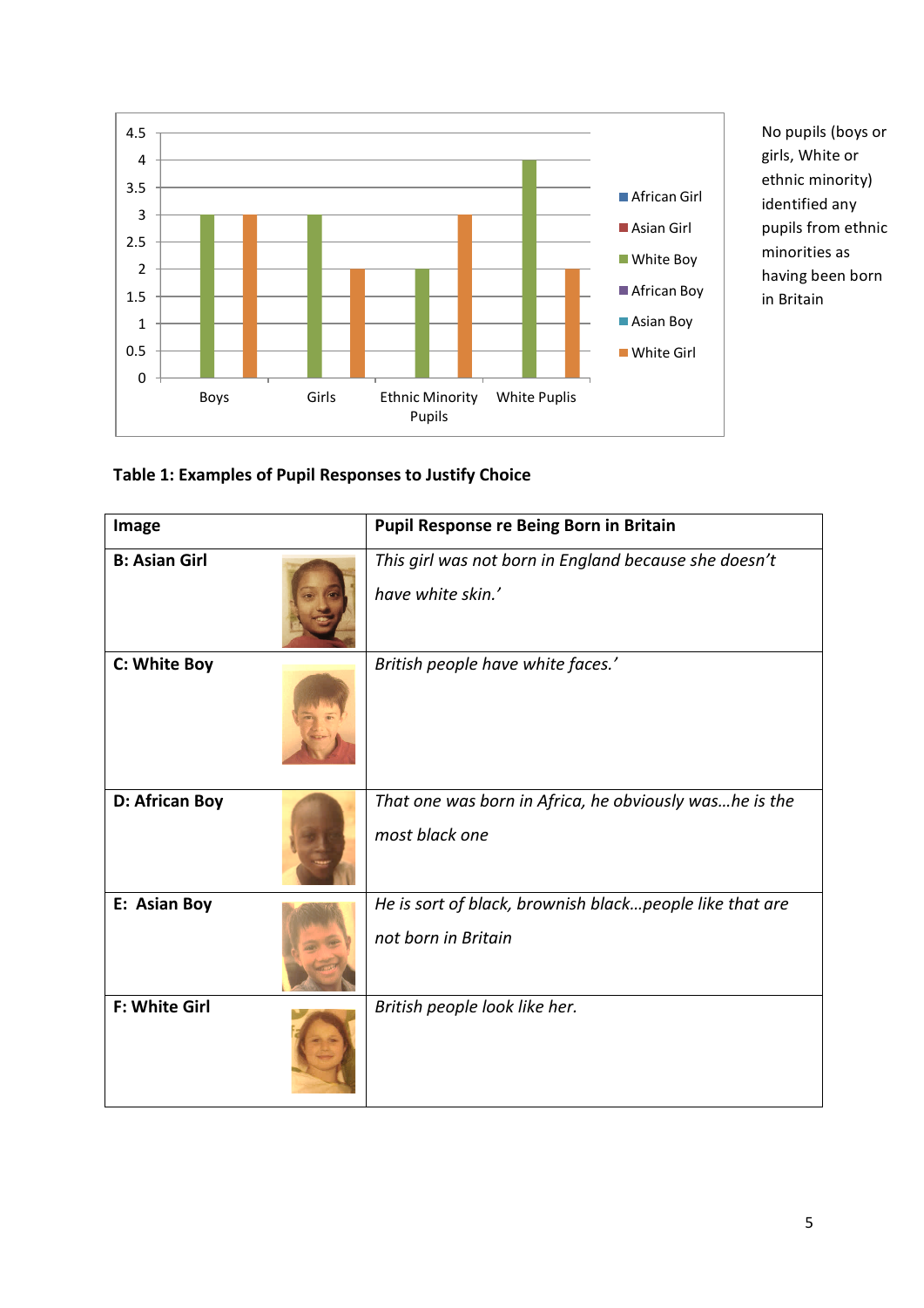4.5
4
3.5
3
2.5
2
1.5
1
0.5
0

Boys
Girls
Ethnic Minority Pupils
White Puplis

African Girl
Asian Girl
White Boy
African Boy
Asian Boy
White Girl

No pupils (boys or girls, White or ethnic minority) identified any pupils from ethnic minorities as having been born in Britain

**Table 1: Examples of Pupil Responses to Justify Choice**

| Image | Pupil Response re Being Born in Britain |
| --- | --- |
| **B: Asian Girl** | *This girl was not born in England because she doesn't have white skin.'* |
| **C: White Boy** | *British people have white faces.'* |
| **D: African Boy** | *That one was born in Africa, he obviously was…he is the most black one* |
| **E: Asian Boy** | *He is sort of black, brownish black…people like that are not born in Britain* |
| **F: White Girl** | *British people look like her.* |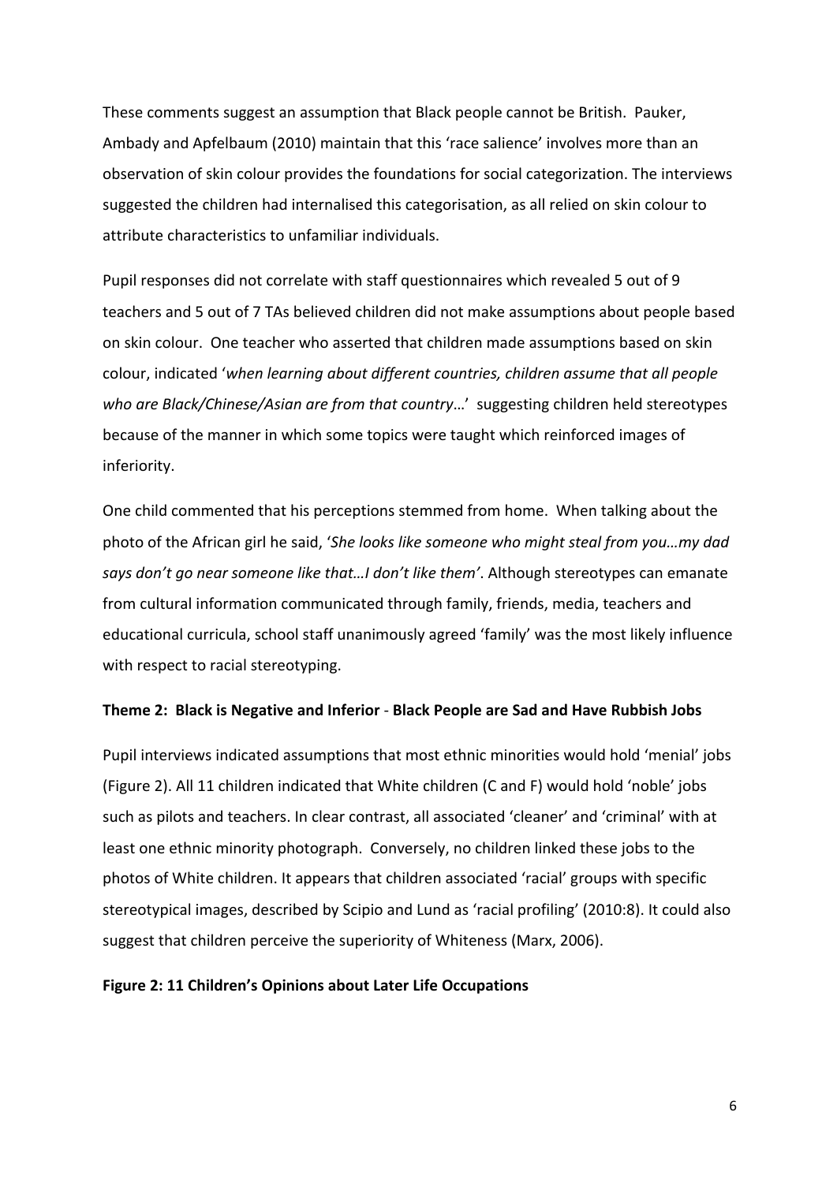These comments suggest an assumption that Black people cannot be British. Pauker, Ambady and Apfelbaum (2010) maintain that this 'race salience' involves more than an observation of skin colour provides the foundations for social categorization. The interviews suggested the children had internalised this categorisation, as all relied on skin colour to attribute characteristics to unfamiliar individuals.

Pupil responses did not correlate with staff questionnaires which revealed 5 out of 9 teachers and 5 out of 7 TAs believed children did not make assumptions about people based on skin colour. One teacher who asserted that children made assumptions based on skin colour, indicated '*when learning about different countries, children assume that all people who are Black/Chinese/Asian are from that country*…' suggesting children held stereotypes because of the manner in which some topics were taught which reinforced images of inferiority.

One child commented that his perceptions stemmed from home. When talking about the photo of the African girl he said, '*She looks like someone who might steal from you…my dad says don't go near someone like that…I don't like them'*. Although stereotypes can emanate from cultural information communicated through family, friends, media, teachers and educational curricula, school staff unanimously agreed 'family' was the most likely influence with respect to racial stereotyping.

**Theme 2: Black is Negative and Inferior** - **Black People are Sad and Have Rubbish Jobs**

Pupil interviews indicated assumptions that most ethnic minorities would hold 'menial' jobs (Figure 2). All 11 children indicated that White children (C and F) would hold 'noble' jobs such as pilots and teachers. In clear contrast, all associated 'cleaner' and 'criminal' with at least one ethnic minority photograph. Conversely, no children linked these jobs to the photos of White children. It appears that children associated 'racial' groups with specific stereotypical images, described by Scipio and Lund as 'racial profiling' (2010:8). It could also suggest that children perceive the superiority of Whiteness (Marx, 2006).

**Figure 2: 11 Children's Opinions about Later Life Occupations**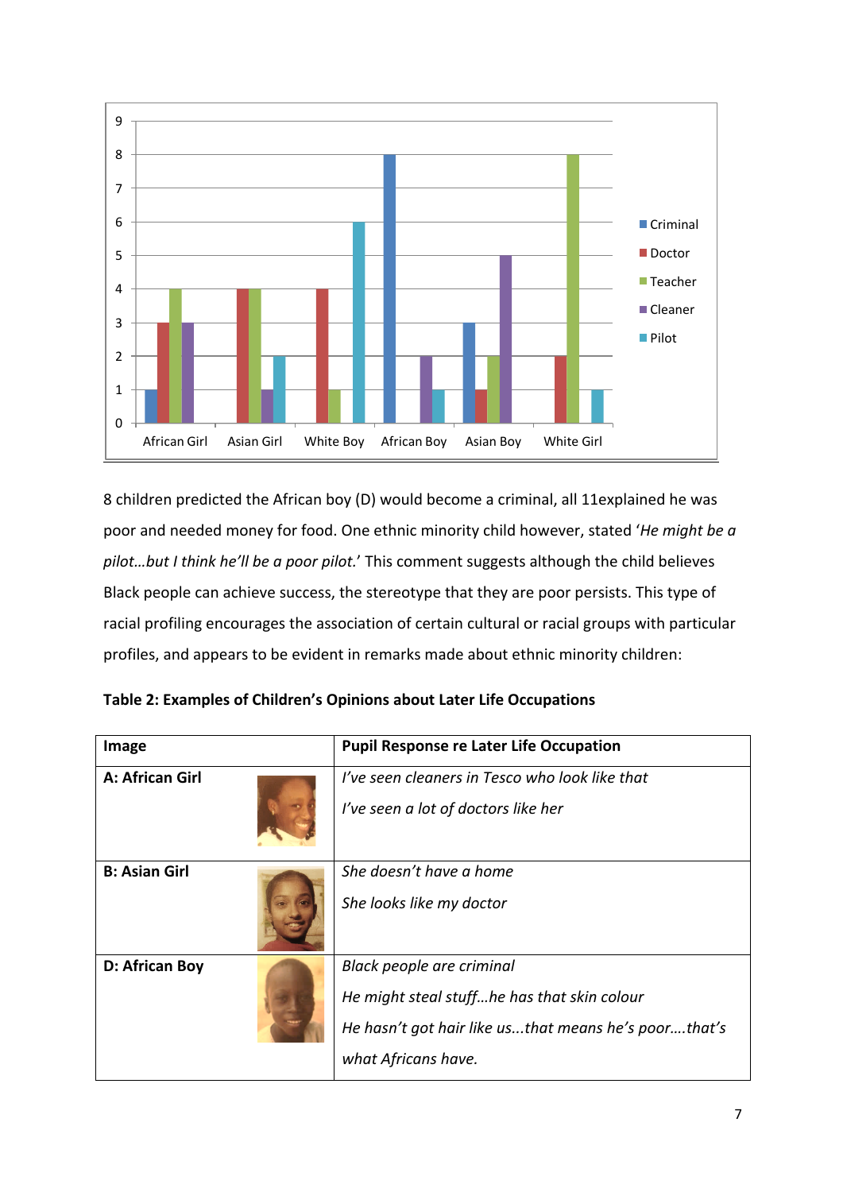9
8
7
6
5
4
3
2
1
0

African Girl
Asian Girl
White Boy
African Boy
Asian Boy
White Girl

Criminal
Doctor
Teacher
Cleaner
Pilot

8 children predicted the African boy (D) would become a criminal, all 11explained he was poor and needed money for food. One ethnic minority child however, stated '*He might be a pilot…but I think he'll be a poor pilot.*' This comment suggests although the child believes Black people can achieve success, the stereotype that they are poor persists. This type of racial profiling encourages the association of certain cultural or racial groups with particular profiles, and appears to be evident in remarks made about ethnic minority children:

**Table 2: Examples of Children's Opinions about Later Life Occupations**

| **Image** | **Pupil Response re Later Life Occupation** |
|---|---|
| **A: African Girl** | *I've seen cleaners in Tesco who look like that*<br>*I've seen a lot of doctors like her* |
| **B: Asian Girl** | *She doesn't have a home*<br>*She looks like my doctor* |
| **D: African Boy** | *Black people are criminal*<br>*He might steal stuff…he has that skin colour*<br>*He hasn't got hair like us...that means he's poor….that's what Africans have.* |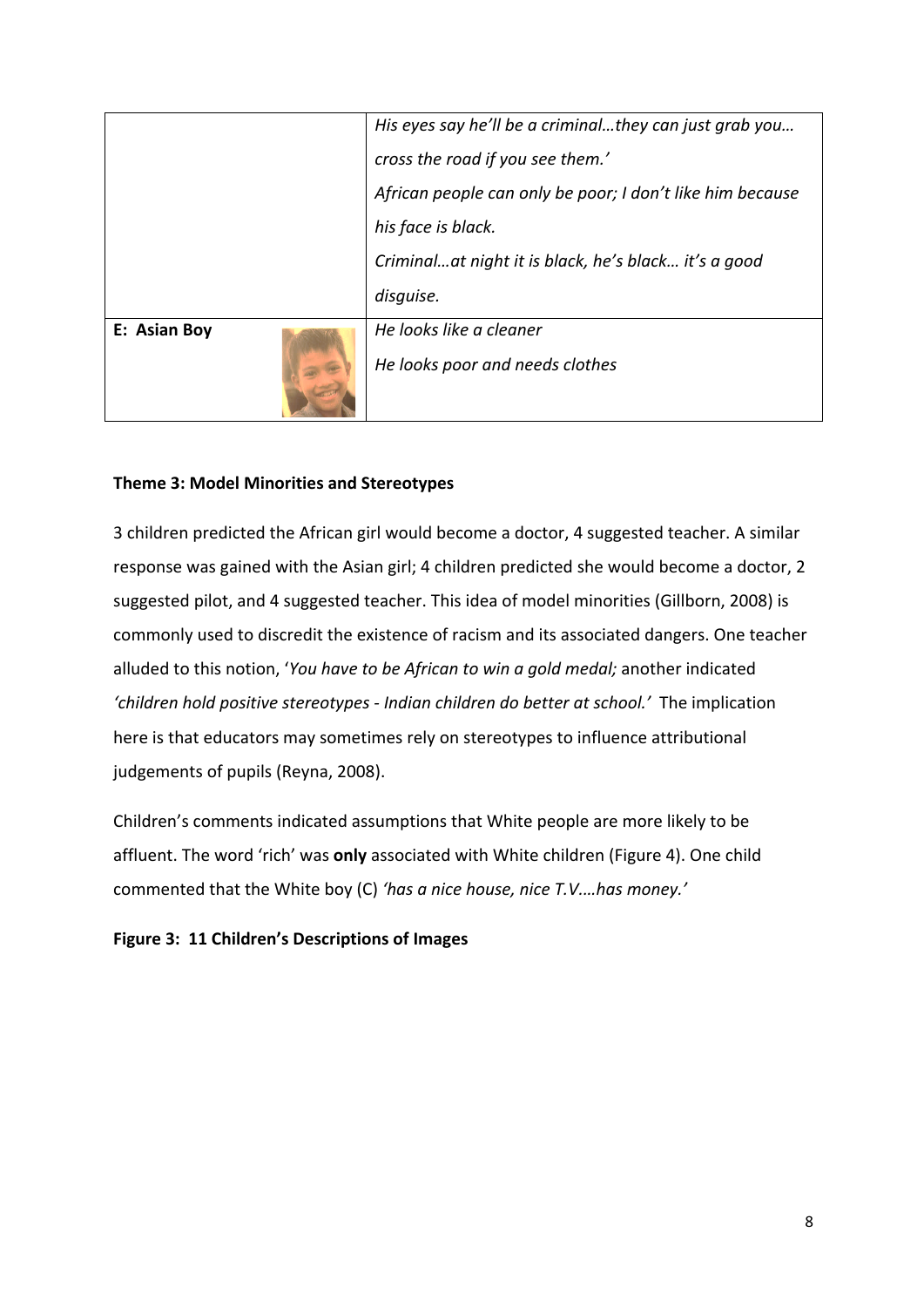| | |
|---|---|
| | *His eyes say he'll be a criminal…they can just grab you… cross the road if you see them.'*<br>*African people can only be poor; I don't like him because his face is black.*<br>*Criminal…at night it is black, he's black… it's a good disguise.* |
| **E: Asian Boy** | *He looks like a cleaner*<br>*He looks poor and needs clothes* |

**Theme 3: Model Minorities and Stereotypes**

3 children predicted the African girl would become a doctor, 4 suggested teacher. A similar response was gained with the Asian girl; 4 children predicted she would become a doctor, 2 suggested pilot, and 4 suggested teacher. This idea of model minorities (Gillborn, 2008) is commonly used to discredit the existence of racism and its associated dangers. One teacher alluded to this notion, '*You have to be African to win a gold medal;* another indicated *'children hold positive stereotypes - Indian children do better at school.'* The implication here is that educators may sometimes rely on stereotypes to influence attributional judgements of pupils (Reyna, 2008).

Children's comments indicated assumptions that White people are more likely to be affluent. The word 'rich' was **only** associated with White children (Figure 4). One child commented that the White boy (C) *'has a nice house, nice T.V.…has money.'*

**Figure 3: 11 Children's Descriptions of Images**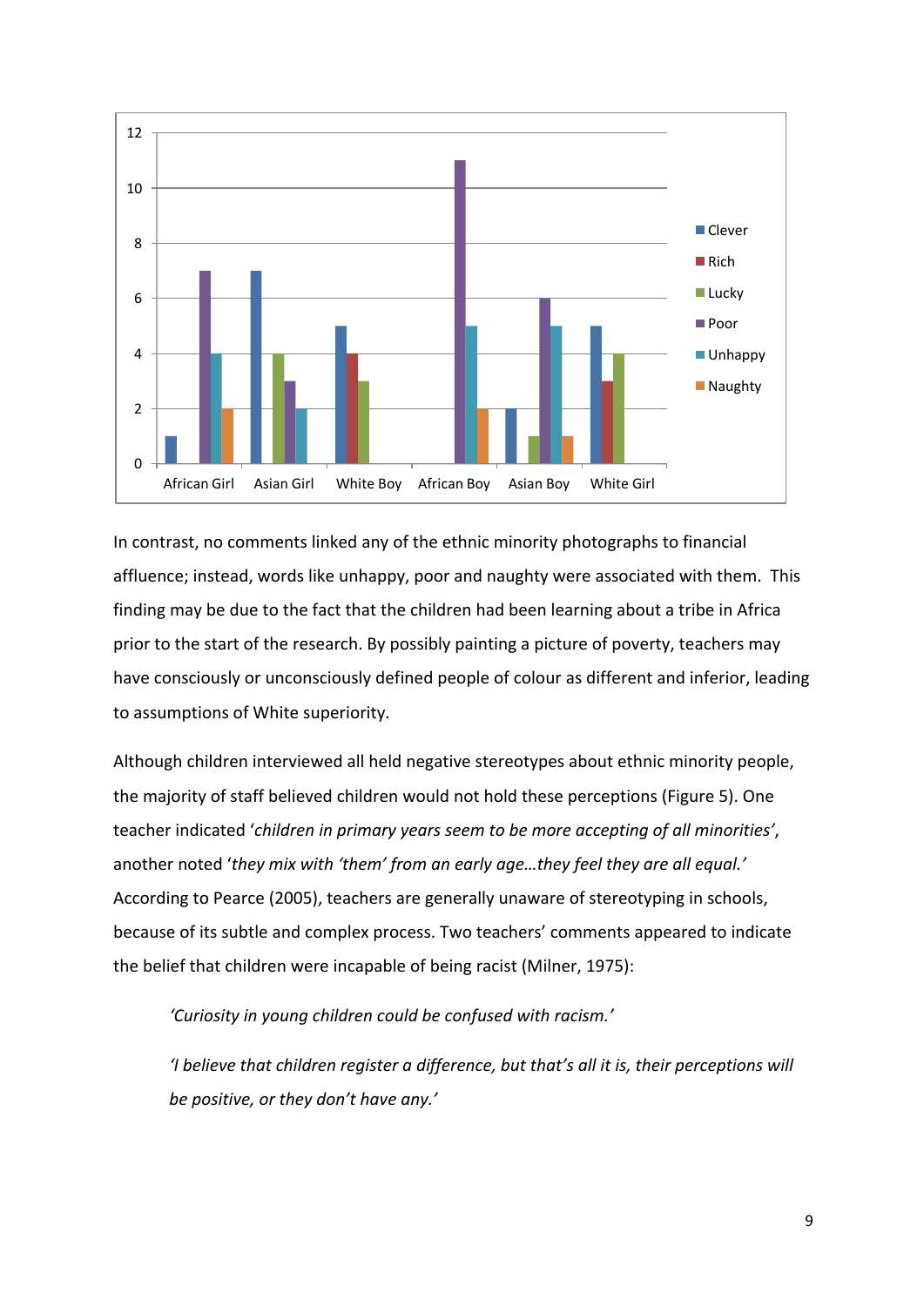12
10
8
6
4
2
0

African Girl Asian Girl White Boy African Boy Asian Boy White Girl

Clever
Rich
Lucky
Poor
Unhappy
Naughty

In contrast, no comments linked any of the ethnic minority photographs to financial affluence; instead, words like unhappy, poor and naughty were associated with them. This finding may be due to the fact that the children had been learning about a tribe in Africa prior to the start of the research. By possibly painting a picture of poverty, teachers may have consciously or unconsciously defined people of colour as different and inferior, leading to assumptions of White superiority.

Although children interviewed all held negative stereotypes about ethnic minority people, the majority of staff believed children would not hold these perceptions (Figure 5). One teacher indicated '*children in primary years seem to be more accepting of all minorities*', another noted '*they mix with 'them' from an early age…they feel they are all equal.*' According to Pearce (2005), teachers are generally unaware of stereotyping in schools, because of its subtle and complex process. Two teachers' comments appeared to indicate the belief that children were incapable of being racist (Milner, 1975):

> *'Curiosity in young children could be confused with racism.'*

> *'I believe that children register a difference, but that's all it is, their perceptions will be positive, or they don't have any.'*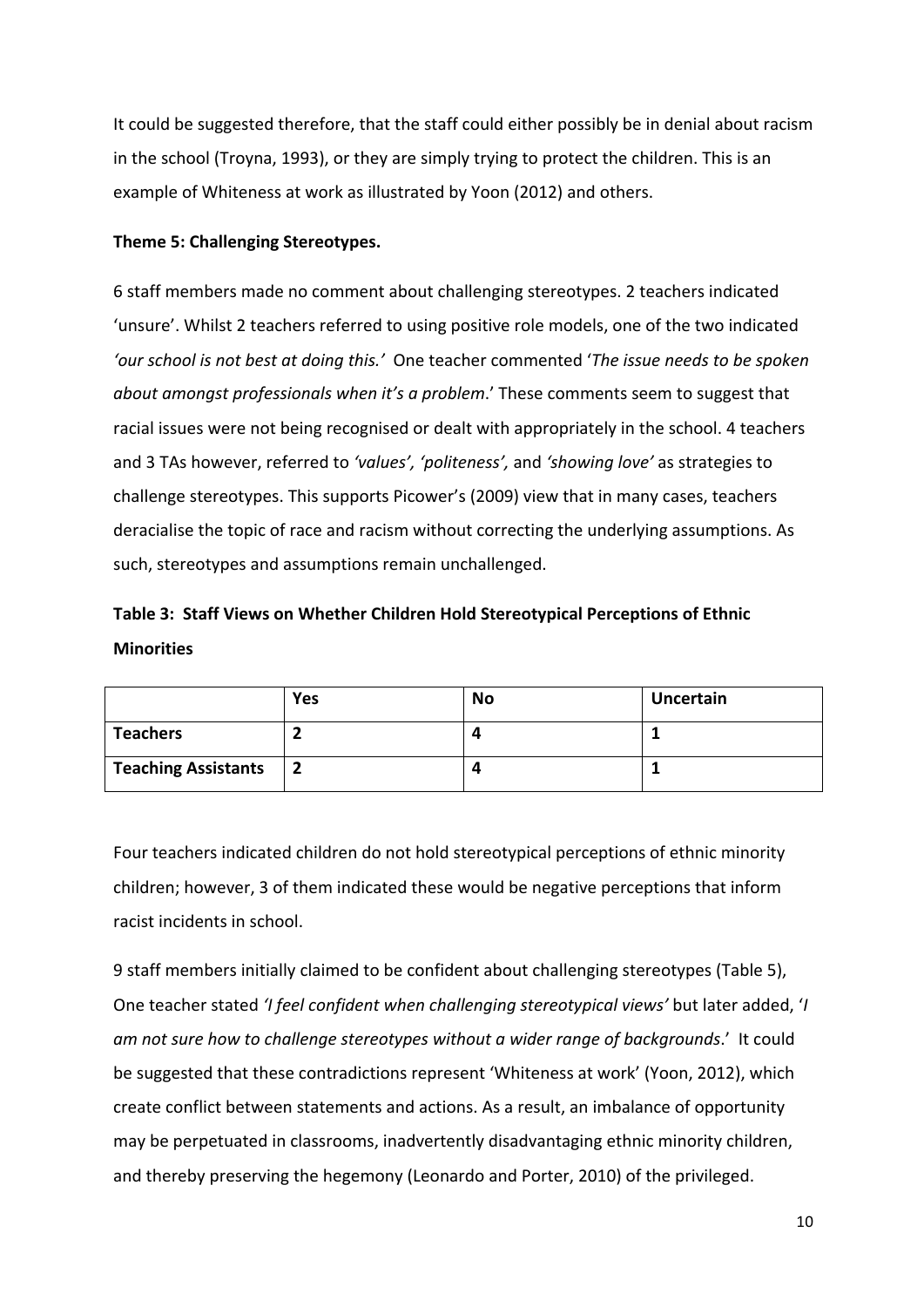It could be suggested therefore, that the staff could either possibly be in denial about racism in the school (Troyna, 1993), or they are simply trying to protect the children. This is an example of Whiteness at work as illustrated by Yoon (2012) and others.

**Theme 5: Challenging Stereotypes.**

6 staff members made no comment about challenging stereotypes. 2 teachers indicated 'unsure'. Whilst 2 teachers referred to using positive role models, one of the two indicated *'our school is not best at doing this.'* One teacher commented '*The issue needs to be spoken about amongst professionals when it's a problem*.' These comments seem to suggest that racial issues were not being recognised or dealt with appropriately in the school. 4 teachers and 3 TAs however, referred to *'values', 'politeness',* and *'showing love'* as strategies to challenge stereotypes. This supports Picower's (2009) view that in many cases, teachers deracialise the topic of race and racism without correcting the underlying assumptions. As such, stereotypes and assumptions remain unchallenged.

**Table 3: Staff Views on Whether Children Hold Stereotypical Perceptions of Ethnic Minorities**

| | **Yes** | **No** | **Uncertain** |
|---|---|---|---|
| **Teachers** | **2** | **4** | **1** |
| **Teaching Assistants** | **2** | **4** | **1** |

Four teachers indicated children do not hold stereotypical perceptions of ethnic minority children; however, 3 of them indicated these would be negative perceptions that inform racist incidents in school.

9 staff members initially claimed to be confident about challenging stereotypes (Table 5), One teacher stated *'I feel confident when challenging stereotypical views'* but later added, '*I am not sure how to challenge stereotypes without a wider range of backgrounds*.' It could be suggested that these contradictions represent 'Whiteness at work' (Yoon, 2012), which create conflict between statements and actions. As a result, an imbalance of opportunity may be perpetuated in classrooms, inadvertently disadvantaging ethnic minority children, and thereby preserving the hegemony (Leonardo and Porter, 2010) of the privileged.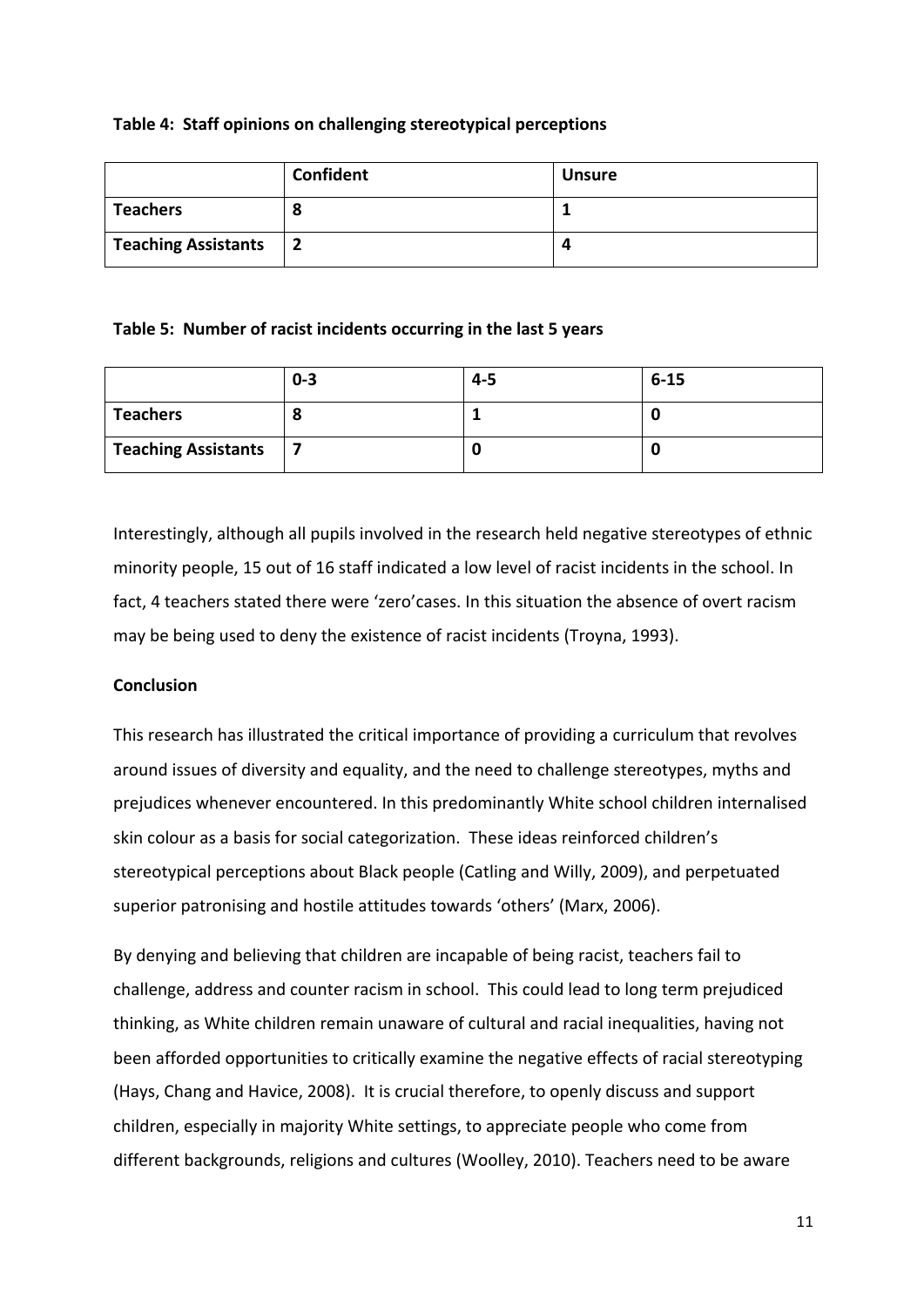**Table 4: Staff opinions on challenging stereotypical perceptions**

| | Confident | Unsure |
|---|---|---|
| **Teachers** | 8 | 1 |
| **Teaching Assistants** | 2 | 4 |

**Table 5: Number of racist incidents occurring in the last 5 years**

| | 0-3 | 4-5 | 6-15 |
|---|---|---|---|
| **Teachers** | 8 | 1 | 0 |
| **Teaching Assistants** | 7 | 0 | 0 |

Interestingly, although all pupils involved in the research held negative stereotypes of ethnic minority people, 15 out of 16 staff indicated a low level of racist incidents in the school. In fact, 4 teachers stated there were 'zero'cases. In this situation the absence of overt racism may be being used to deny the existence of racist incidents (Troyna, 1993).

**Conclusion**

This research has illustrated the critical importance of providing a curriculum that revolves around issues of diversity and equality, and the need to challenge stereotypes, myths and prejudices whenever encountered. In this predominantly White school children internalised skin colour as a basis for social categorization. These ideas reinforced children's stereotypical perceptions about Black people (Catling and Willy, 2009), and perpetuated superior patronising and hostile attitudes towards 'others' (Marx, 2006).

By denying and believing that children are incapable of being racist, teachers fail to challenge, address and counter racism in school. This could lead to long term prejudiced thinking, as White children remain unaware of cultural and racial inequalities, having not been afforded opportunities to critically examine the negative effects of racial stereotyping (Hays, Chang and Havice, 2008). It is crucial therefore, to openly discuss and support children, especially in majority White settings, to appreciate people who come from different backgrounds, religions and cultures (Woolley, 2010). Teachers need to be aware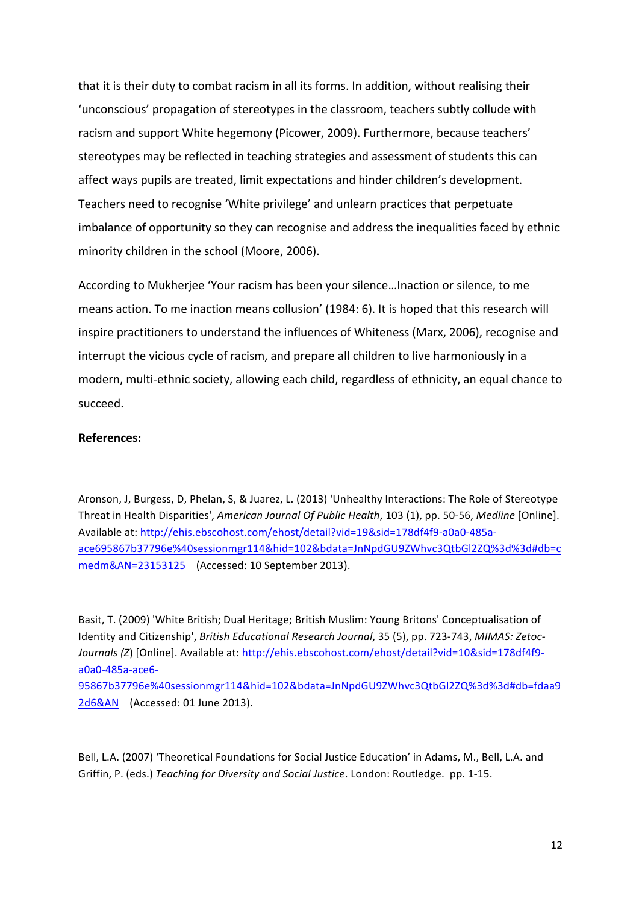that it is their duty to combat racism in all its forms. In addition, without realising their 'unconscious' propagation of stereotypes in the classroom, teachers subtly collude with racism and support White hegemony (Picower, 2009). Furthermore, because teachers' stereotypes may be reflected in teaching strategies and assessment of students this can affect ways pupils are treated, limit expectations and hinder children's development. Teachers need to recognise 'White privilege' and unlearn practices that perpetuate imbalance of opportunity so they can recognise and address the inequalities faced by ethnic minority children in the school (Moore, 2006).

According to Mukherjee 'Your racism has been your silence…Inaction or silence, to me means action. To me inaction means collusion' (1984: 6). It is hoped that this research will inspire practitioners to understand the influences of Whiteness (Marx, 2006), recognise and interrupt the vicious cycle of racism, and prepare all children to live harmoniously in a modern, multi-ethnic society, allowing each child, regardless of ethnicity, an equal chance to succeed.

**References:**

Aronson, J, Burgess, D, Phelan, S, & Juarez, L. (2013) 'Unhealthy Interactions: The Role of Stereotype Threat in Health Disparities', *American Journal Of Public Health*, 103 (1), pp. 50-56, *Medline* [Online]. Available at: http://ehis.ebscohost.com/ehost/detail?vid=19&sid=178df4f9-a0a0-485a-ace695867b37796e%40sessionmgr114&hid=102&bdata=JnNpdGU9ZWhvc3QtbGl2ZQ%3d%3d#db=cmedm&AN=23153125 (Accessed: 10 September 2013).

Basit, T. (2009) 'White British; Dual Heritage; British Muslim: Young Britons' Conceptualisation of Identity and Citizenship', *British Educational Research Journal*, 35 (5), pp. 723-743, *MIMAS: Zetoc-Journals (Z)* [Online]. Available at: http://ehis.ebscohost.com/ehost/detail?vid=10&sid=178df4f9-a0a0-485a-ace6-95867b37796e%40sessionmgr114&hid=102&bdata=JnNpdGU9ZWhvc3QtbGl2ZQ%3d%3d#db=fdaa92d6&AN (Accessed: 01 June 2013).

Bell, L.A. (2007) 'Theoretical Foundations for Social Justice Education' in Adams, M., Bell, L.A. and Griffin, P. (eds.) *Teaching for Diversity and Social Justice*. London: Routledge. pp. 1-15.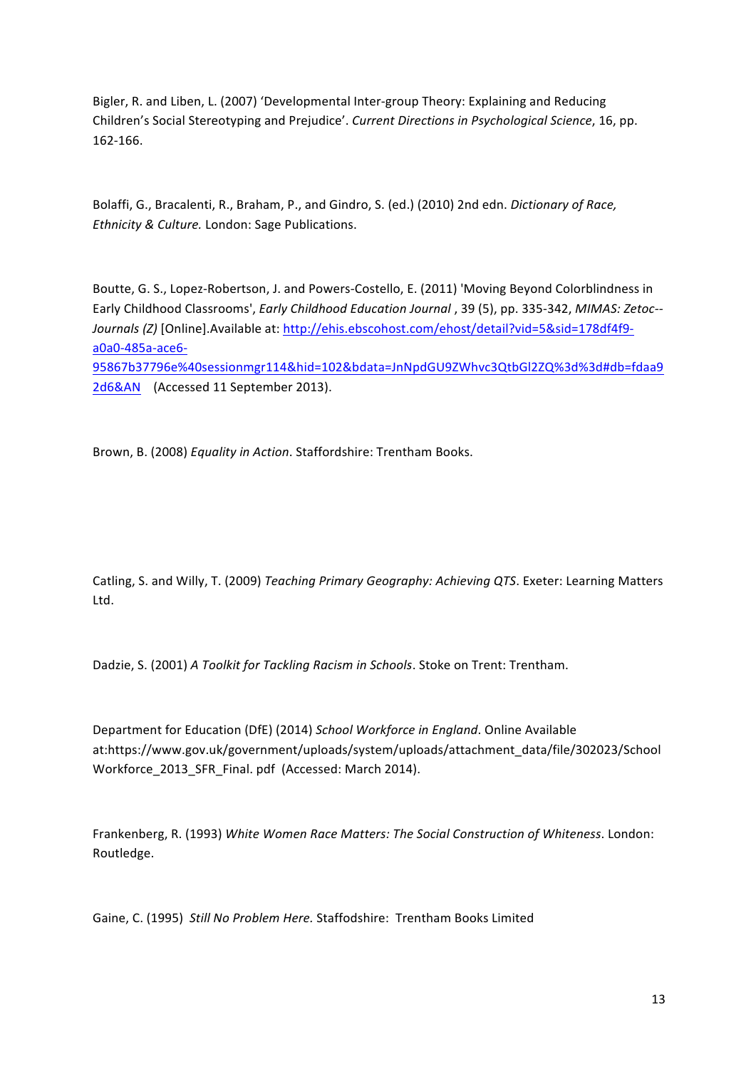Bigler, R. and Liben, L. (2007) 'Developmental Inter-group Theory: Explaining and Reducing Children's Social Stereotyping and Prejudice'. *Current Directions in Psychological Science*, 16, pp. 162-166.

Bolaffi, G., Bracalenti, R., Braham, P., and Gindro, S. (ed.) (2010) 2nd edn. *Dictionary of Race, Ethnicity & Culture.* London: Sage Publications.

Boutte, G. S., Lopez-Robertson, J. and Powers-Costello, E. (2011) 'Moving Beyond Colorblindness in Early Childhood Classrooms', *Early Childhood Education Journal* , 39 (5), pp. 335-342, *MIMAS: Zetoc--Journals (Z)* [Online].Available at: [http://ehis.ebscohost.com/ehost/detail?vid=5&sid=178df4f9-a0a0-485a-ace6-95867b37796e%40sessionmgr114&hid=102&bdata=JnNpdGU9ZWhvc3QtbGl2ZQ%3d%3d#db=fdaa92d6&AN](http://ehis.ebscohost.com/ehost/detail?vid=5&sid=178df4f9-a0a0-485a-ace6-95867b37796e%40sessionmgr114&hid=102&bdata=JnNpdGU9ZWhvc3QtbGl2ZQ%3d%3d#db=fdaa92d6&AN) (Accessed 11 September 2013).

Brown, B. (2008) *Equality in Action*. Staffordshire: Trentham Books.

Catling, S. and Willy, T. (2009) *Teaching Primary Geography: Achieving QTS*. Exeter: Learning Matters Ltd.

Dadzie, S. (2001) *A Toolkit for Tackling Racism in Schools*. Stoke on Trent: Trentham.

Department for Education (DfE) (2014) *School Workforce in England*. Online Available at:https://www.gov.uk/government/uploads/system/uploads/attachment_data/file/302023/School Workforce_2013_SFR_Final. pdf (Accessed: March 2014).

Frankenberg, R. (1993) *White Women Race Matters: The Social Construction of Whiteness*. London: Routledge.

Gaine, C. (1995) *Still No Problem Here.* Staffodshire: Trentham Books Limited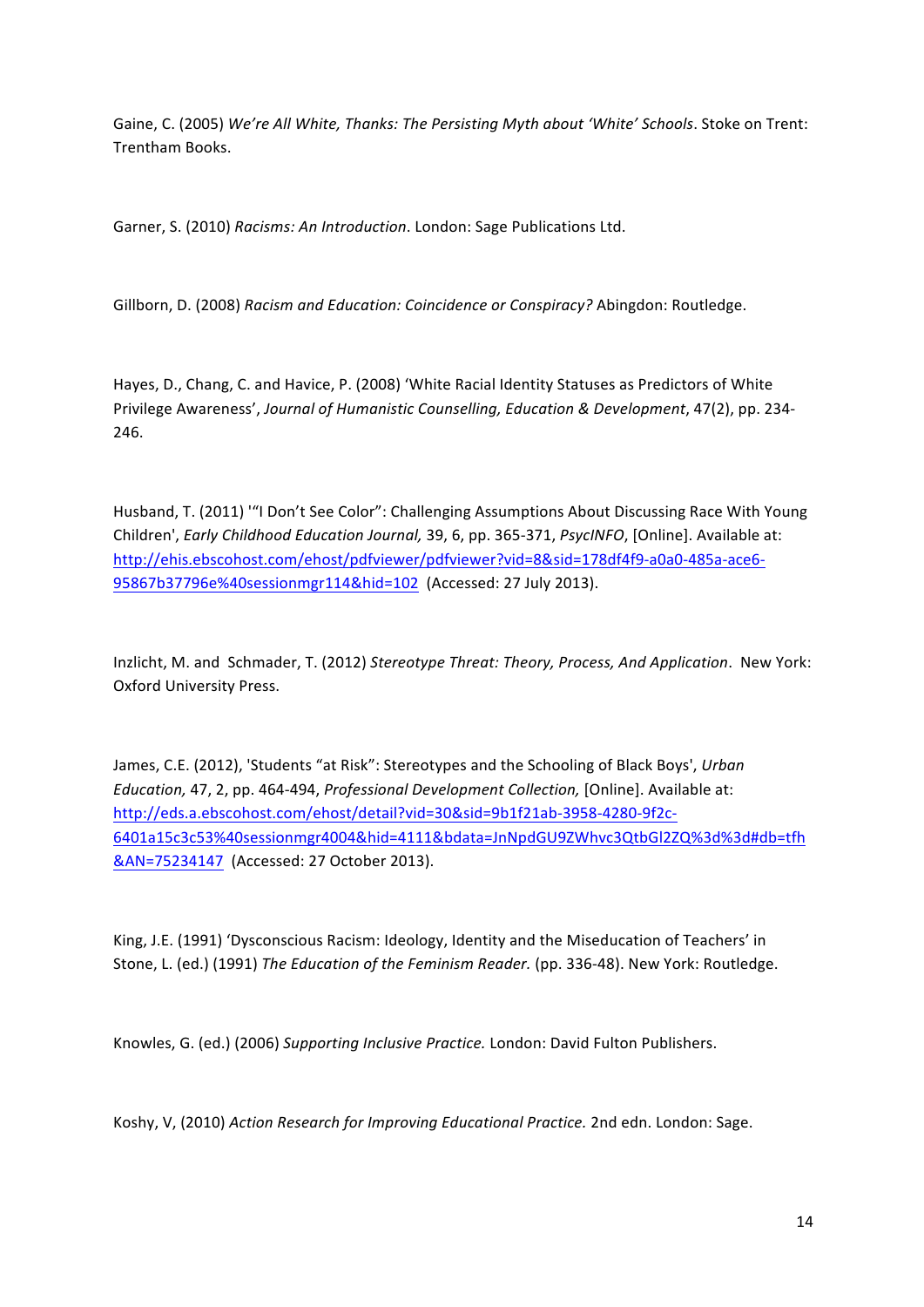Gaine, C. (2005) *We're All White, Thanks: The Persisting Myth about 'White' Schools*. Stoke on Trent: Trentham Books.

Garner, S. (2010) *Racisms: An Introduction*. London: Sage Publications Ltd.

Gillborn, D. (2008) *Racism and Education: Coincidence or Conspiracy?* Abingdon: Routledge.

Hayes, D., Chang, C. and Havice, P. (2008) 'White Racial Identity Statuses as Predictors of White Privilege Awareness', *Journal of Humanistic Counselling, Education & Development*, 47(2), pp. 234-246.

Husband, T. (2011) '"I Don't See Color": Challenging Assumptions About Discussing Race With Young Children', *Early Childhood Education Journal,* 39, 6, pp. 365-371, *PsycINFO*, [Online]. Available at: http://ehis.ebscohost.com/ehost/pdfviewer/pdfviewer?vid=8&sid=178df4f9-a0a0-485a-ace6-95867b37796e%40sessionmgr114&hid=102 (Accessed: 27 July 2013).

Inzlicht, M. and Schmader, T. (2012) *Stereotype Threat: Theory, Process, And Application*. New York: Oxford University Press.

James, C.E. (2012), 'Students "at Risk": Stereotypes and the Schooling of Black Boys', *Urban Education,* 47, 2, pp. 464-494, *Professional Development Collection,* [Online]. Available at: http://eds.a.ebscohost.com/ehost/detail?vid=30&sid=9b1f21ab-3958-4280-9f2c-6401a15c3c53%40sessionmgr4004&hid=4111&bdata=JnNpdGU9ZWhvc3QtbGl2ZQ%3d%3d#db=tfh&AN=75234147 (Accessed: 27 October 2013).

King, J.E. (1991) 'Dysconscious Racism: Ideology, Identity and the Miseducation of Teachers' in Stone, L. (ed.) (1991) *The Education of the Feminism Reader.* (pp. 336-48). New York: Routledge.

Knowles, G. (ed.) (2006) *Supporting Inclusive Practice.* London: David Fulton Publishers.

Koshy, V, (2010) *Action Research for Improving Educational Practice.* 2nd edn. London: Sage.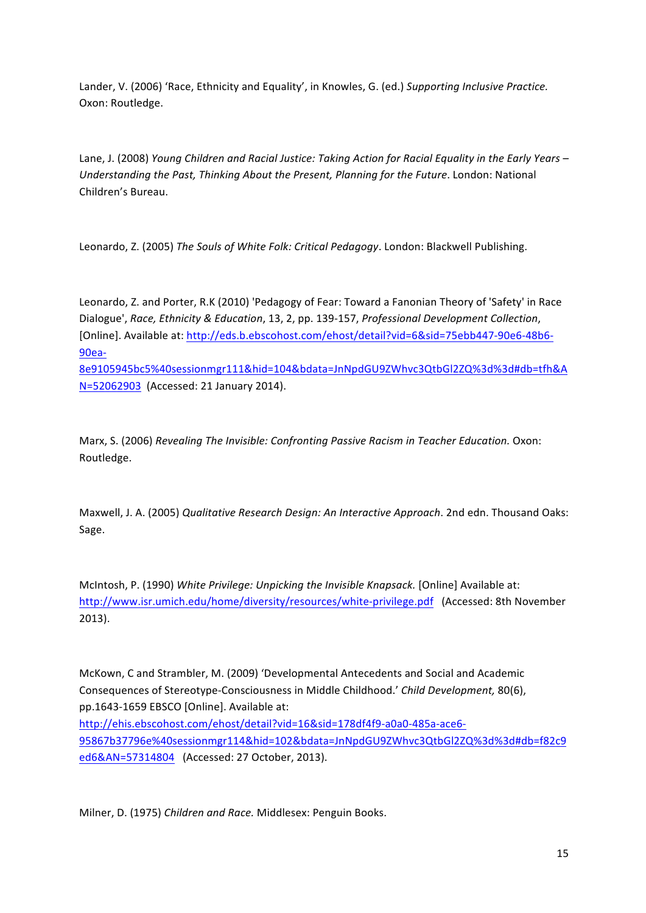Lander, V. (2006) 'Race, Ethnicity and Equality', in Knowles, G. (ed.) *Supporting Inclusive Practice.* Oxon: Routledge.

Lane, J. (2008) *Young Children and Racial Justice: Taking Action for Racial Equality in the Early Years – Understanding the Past, Thinking About the Present, Planning for the Future*. London: National Children's Bureau.

Leonardo, Z. (2005) *The Souls of White Folk: Critical Pedagogy*. London: Blackwell Publishing.

Leonardo, Z. and Porter, R.K (2010) 'Pedagogy of Fear: Toward a Fanonian Theory of 'Safety' in Race Dialogue', *Race, Ethnicity & Education*, 13, 2, pp. 139-157, *Professional Development Collection*, [Online]. Available at: http://eds.b.ebscohost.com/ehost/detail?vid=6&sid=75ebb447-90e6-48b6-90ea-8e9105945bc5%40sessionmgr111&hid=104&bdata=JnNpdGU9ZWhvc3QtbGl2ZQ%3d%3d#db=tfh&AN=52062903 (Accessed: 21 January 2014).

Marx, S. (2006) *Revealing The Invisible: Confronting Passive Racism in Teacher Education.* Oxon: Routledge.

Maxwell, J. A. (2005) *Qualitative Research Design: An Interactive Approach*. 2nd edn. Thousand Oaks: Sage.

McIntosh, P. (1990) *White Privilege: Unpicking the Invisible Knapsack.* [Online] Available at: http://www.isr.umich.edu/home/diversity/resources/white-privilege.pdf (Accessed: 8th November 2013).

McKown, C and Strambler, M. (2009) 'Developmental Antecedents and Social and Academic Consequences of Stereotype-Consciousness in Middle Childhood.' *Child Development,* 80(6), pp.1643-1659 EBSCO [Online]. Available at: http://ehis.ebscohost.com/ehost/detail?vid=16&sid=178df4f9-a0a0-485a-ace6-95867b37796e%40sessionmgr114&hid=102&bdata=JnNpdGU9ZWhvc3QtbGl2ZQ%3d%3d#db=f82c9ed6&AN=57314804 (Accessed: 27 October, 2013).

Milner, D. (1975) *Children and Race.* Middlesex: Penguin Books.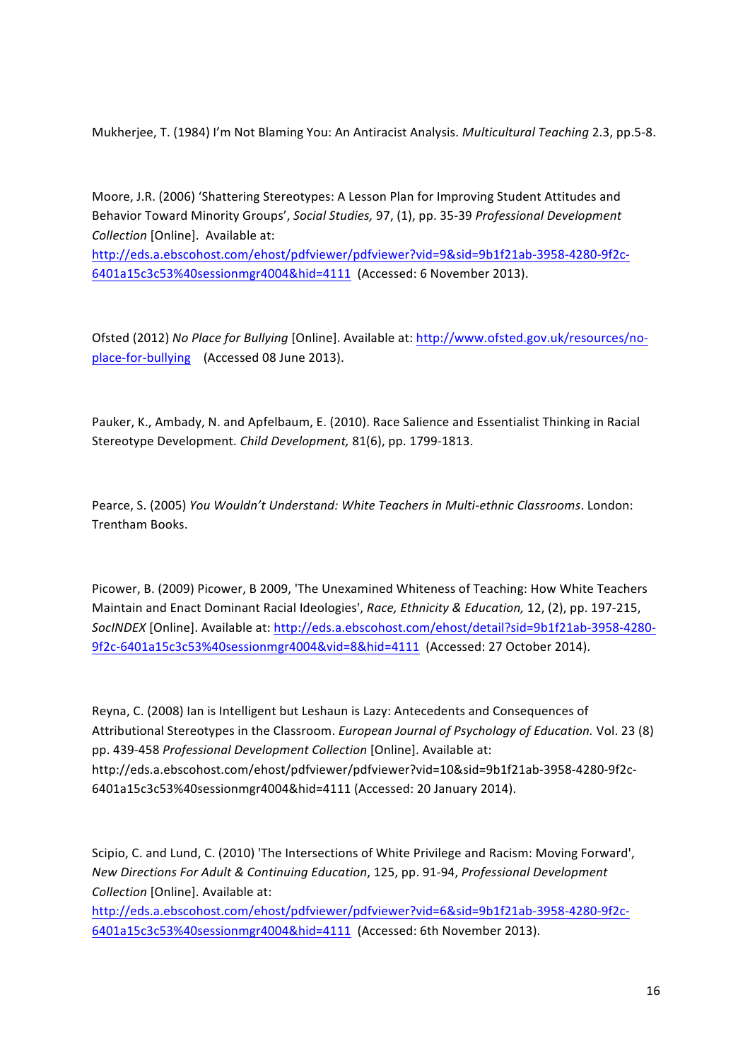Mukherjee, T. (1984) I'm Not Blaming You: An Antiracist Analysis. *Multicultural Teaching* 2.3, pp.5-8.

Moore, J.R. (2006) 'Shattering Stereotypes: A Lesson Plan for Improving Student Attitudes and Behavior Toward Minority Groups', *Social Studies,* 97, (1), pp. 35-39 *Professional Development Collection* [Online]. Available at: http://eds.a.ebscohost.com/ehost/pdfviewer/pdfviewer?vid=9&sid=9b1f21ab-3958-4280-9f2c-6401a15c3c53%40sessionmgr4004&hid=4111 (Accessed: 6 November 2013).

Ofsted (2012) *No Place for Bullying* [Online]. Available at: http://www.ofsted.gov.uk/resources/no-place-for-bullying (Accessed 08 June 2013).

Pauker, K., Ambady, N. and Apfelbaum, E. (2010). Race Salience and Essentialist Thinking in Racial Stereotype Development. *Child Development,* 81(6), pp. 1799-1813.

Pearce, S. (2005) *You Wouldn't Understand: White Teachers in Multi-ethnic Classrooms*. London: Trentham Books.

Picower, B. (2009) Picower, B 2009, 'The Unexamined Whiteness of Teaching: How White Teachers Maintain and Enact Dominant Racial Ideologies', *Race, Ethnicity & Education,* 12, (2), pp. 197-215, *SocINDEX* [Online]. Available at: http://eds.a.ebscohost.com/ehost/detail?sid=9b1f21ab-3958-4280-9f2c-6401a15c3c53%40sessionmgr4004&vid=8&hid=4111 (Accessed: 27 October 2014).

Reyna, C. (2008) Ian is Intelligent but Leshaun is Lazy: Antecedents and Consequences of Attributional Stereotypes in the Classroom. *European Journal of Psychology of Education.* Vol. 23 (8) pp. 439-458 *Professional Development Collection* [Online]. Available at: http://eds.a.ebscohost.com/ehost/pdfviewer/pdfviewer?vid=10&sid=9b1f21ab-3958-4280-9f2c-6401a15c3c53%40sessionmgr4004&hid=4111 (Accessed: 20 January 2014).

Scipio, C. and Lund, C. (2010) 'The Intersections of White Privilege and Racism: Moving Forward', *New Directions For Adult & Continuing Education*, 125, pp. 91-94, *Professional Development Collection* [Online]. Available at: http://eds.a.ebscohost.com/ehost/pdfviewer/pdfviewer?vid=6&sid=9b1f21ab-3958-4280-9f2c-6401a15c3c53%40sessionmgr4004&hid=4111 (Accessed: 6th November 2013).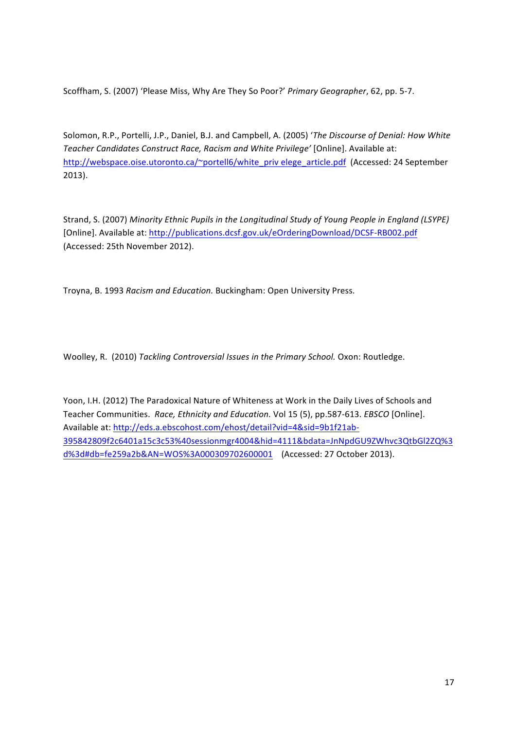Scoffham, S. (2007) ‘Please Miss, Why Are They So Poor?’ *Primary Geographer*, 62, pp. 5-7.

Solomon, R.P., Portelli, J.P., Daniel, B.J. and Campbell, A. (2005) ‘*The Discourse of Denial: How White Teacher Candidates Construct Race, Racism and White Privilege’* [Online]. Available at: http://webspace.oise.utoronto.ca/~portell6/white_priv elege_article.pdf (Accessed: 24 September 2013).

Strand, S. (2007) *Minority Ethnic Pupils in the Longitudinal Study of Young People in England (LSYPE)* [Online]. Available at: http://publications.dcsf.gov.uk/eOrderingDownload/DCSF-RB002.pdf (Accessed: 25th November 2012).

Troyna, B. 1993 *Racism and Education.* Buckingham: Open University Press.

Woolley, R. (2010) *Tackling Controversial Issues in the Primary School.* Oxon: Routledge.

Yoon, I.H. (2012) The Paradoxical Nature of Whiteness at Work in the Daily Lives of Schools and Teacher Communities. *Race, Ethnicity and Education.* Vol 15 (5), pp.587-613. *EBSCO* [Online]. Available at: http://eds.a.ebscohost.com/ehost/detail?vid=4&sid=9b1f21ab-395842809f2c6401a15c3c53%40sessionmgr4004&hid=4111&bdata=JnNpdGU9ZWhvc3QtbGl2ZQ%3d%3d#db=fe259a2b&AN=WOS%3A000309702600001 (Accessed: 27 October 2013).